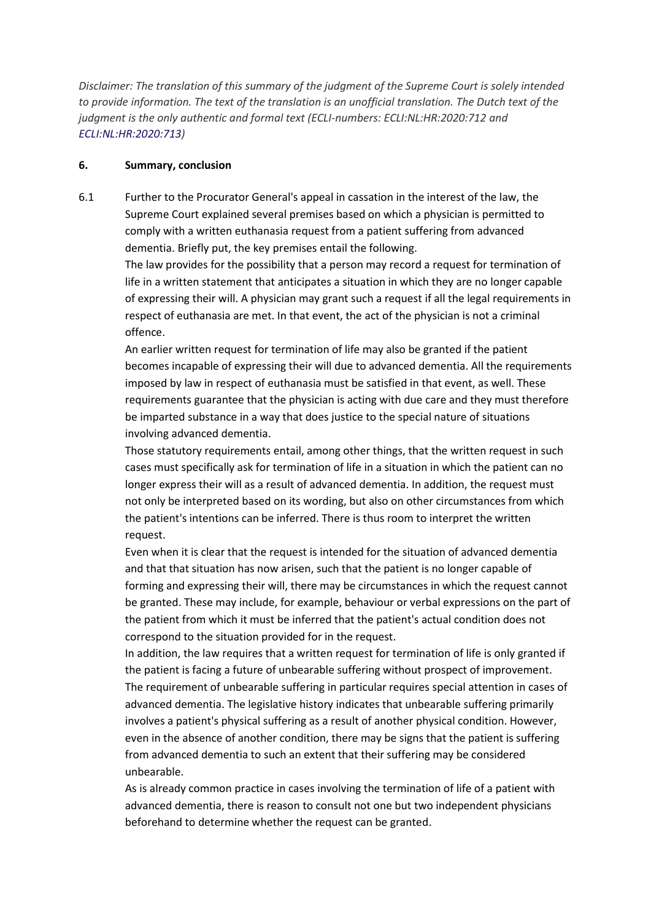*Disclaimer: The translation of this summary of the judgment of the Supreme Court is solely intended to provide information. The text of the translation is an unofficial translation. The Dutch text of the judgment is the only authentic and formal text (ECLI-numbers: ECLI:NL:HR:2020:712 and ECLI:NL:HR:2020:713)*

**6. Summary, conclusion**

6.1 Further to the Procurator General's appeal in cassation in the interest of the law, the Supreme Court explained several premises based on which a physician is permitted to comply with a written euthanasia request from a patient suffering from advanced dementia. Briefly put, the key premises entail the following.

The law provides for the possibility that a person may record a request for termination of life in a written statement that anticipates a situation in which they are no longer capable of expressing their will. A physician may grant such a request if all the legal requirements in respect of euthanasia are met. In that event, the act of the physician is not a criminal offence.

An earlier written request for termination of life may also be granted if the patient becomes incapable of expressing their will due to advanced dementia. All the requirements imposed by law in respect of euthanasia must be satisfied in that event, as well. These requirements guarantee that the physician is acting with due care and they must therefore be imparted substance in a way that does justice to the special nature of situations involving advanced dementia.

Those statutory requirements entail, among other things, that the written request in such cases must specifically ask for termination of life in a situation in which the patient can no longer express their will as a result of advanced dementia. In addition, the request must not only be interpreted based on its wording, but also on other circumstances from which the patient's intentions can be inferred. There is thus room to interpret the written request.

Even when it is clear that the request is intended for the situation of advanced dementia and that that situation has now arisen, such that the patient is no longer capable of forming and expressing their will, there may be circumstances in which the request cannot be granted. These may include, for example, behaviour or verbal expressions on the part of the patient from which it must be inferred that the patient's actual condition does not correspond to the situation provided for in the request.

In addition, the law requires that a written request for termination of life is only granted if the patient is facing a future of unbearable suffering without prospect of improvement. The requirement of unbearable suffering in particular requires special attention in cases of advanced dementia. The legislative history indicates that unbearable suffering primarily involves a patient's physical suffering as a result of another physical condition. However, even in the absence of another condition, there may be signs that the patient is suffering from advanced dementia to such an extent that their suffering may be considered unbearable.

As is already common practice in cases involving the termination of life of a patient with advanced dementia, there is reason to consult not one but two independent physicians beforehand to determine whether the request can be granted.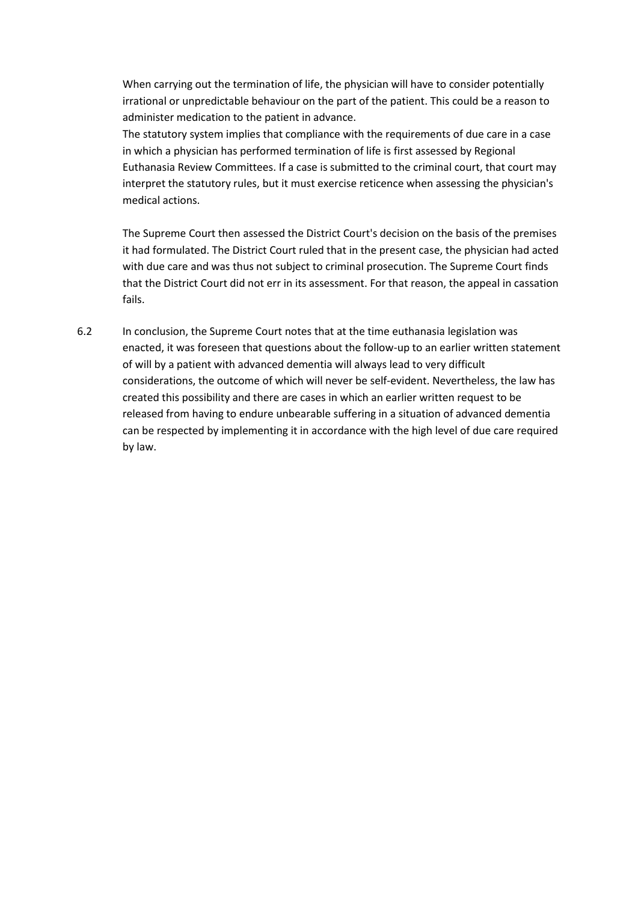When carrying out the termination of life, the physician will have to consider potentially irrational or unpredictable behaviour on the part of the patient. This could be a reason to administer medication to the patient in advance.

The statutory system implies that compliance with the requirements of due care in a case in which a physician has performed termination of life is first assessed by Regional Euthanasia Review Committees. If a case is submitted to the criminal court, that court may interpret the statutory rules, but it must exercise reticence when assessing the physician's medical actions.

The Supreme Court then assessed the District Court's decision on the basis of the premises it had formulated. The District Court ruled that in the present case, the physician had acted with due care and was thus not subject to criminal prosecution. The Supreme Court finds that the District Court did not err in its assessment. For that reason, the appeal in cassation fails.

6.2 In conclusion, the Supreme Court notes that at the time euthanasia legislation was enacted, it was foreseen that questions about the follow-up to an earlier written statement of will by a patient with advanced dementia will always lead to very difficult considerations, the outcome of which will never be self-evident. Nevertheless, the law has created this possibility and there are cases in which an earlier written request to be released from having to endure unbearable suffering in a situation of advanced dementia can be respected by implementing it in accordance with the high level of due care required by law.